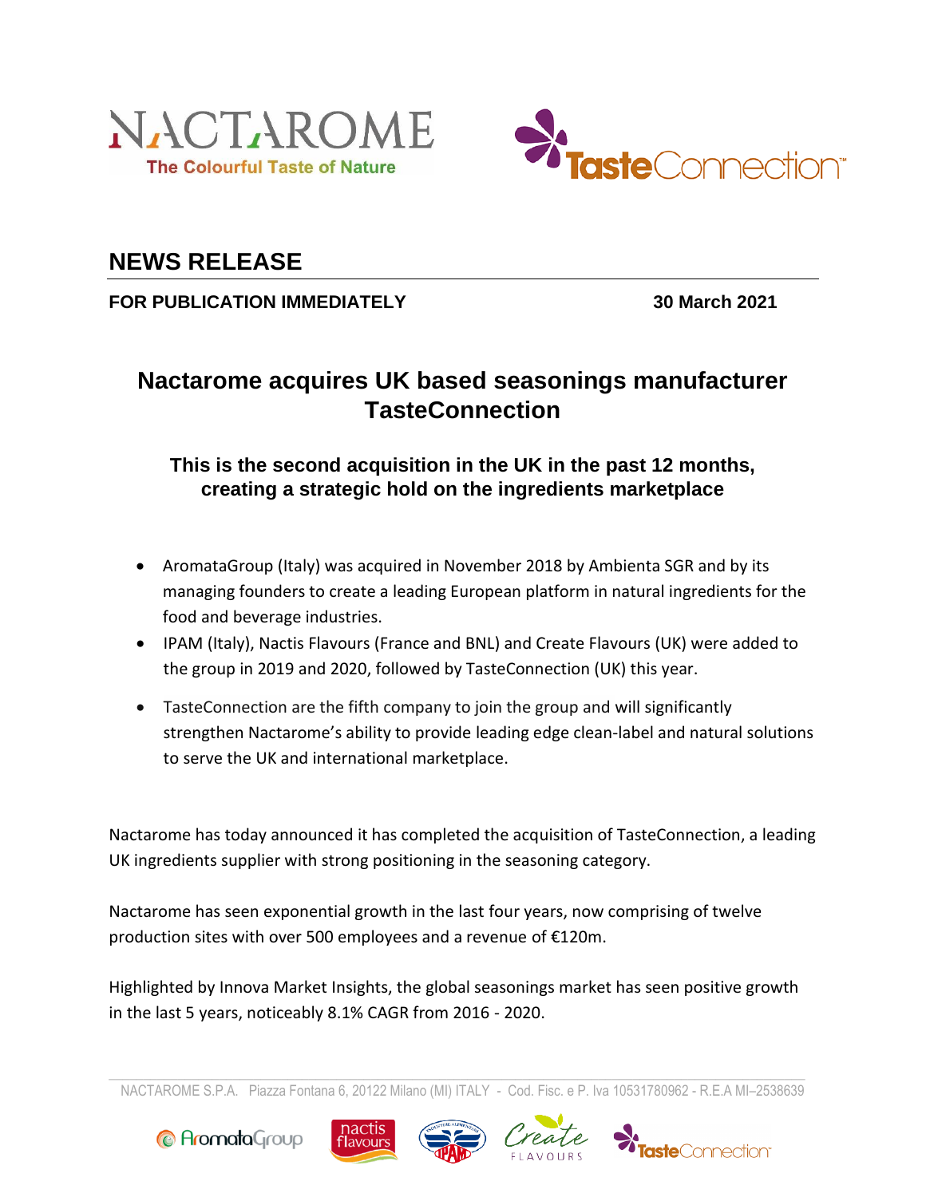NACTAROME
The Colourful Taste of Nature

TasteConnection™

# NEWS RELEASE

**FOR PUBLICATION IMMEDIATELY** **30 March 2021**

## Nactarome acquires UK based seasonings manufacturer TasteConnection

### This is the second acquisition in the UK in the past 12 months, creating a strategic hold on the ingredients marketplace

- AromataGroup (Italy) was acquired in November 2018 by Ambienta SGR and by its managing founders to create a leading European platform in natural ingredients for the food and beverage industries.
- IPAM (Italy), Nactis Flavours (France and BNL) and Create Flavours (UK) were added to the group in 2019 and 2020, followed by TasteConnection (UK) this year.
- TasteConnection are the fifth company to join the group and will significantly strengthen Nactarome's ability to provide leading edge clean-label and natural solutions to serve the UK and international marketplace.

Nactarome has today announced it has completed the acquisition of TasteConnection, a leading UK ingredients supplier with strong positioning in the seasoning category.

Nactarome has seen exponential growth in the last four years, now comprising of twelve production sites with over 500 employees and a revenue of €120m.

Highlighted by Innova Market Insights, the global seasonings market has seen positive growth in the last 5 years, noticeably 8.1% CAGR from 2016 - 2020.

NACTAROME S.P.A. Piazza Fontana 6, 20122 Milano (MI) ITALY - Cod. Fisc. e P. Iva 10531780962 - R.E.A MI–2538639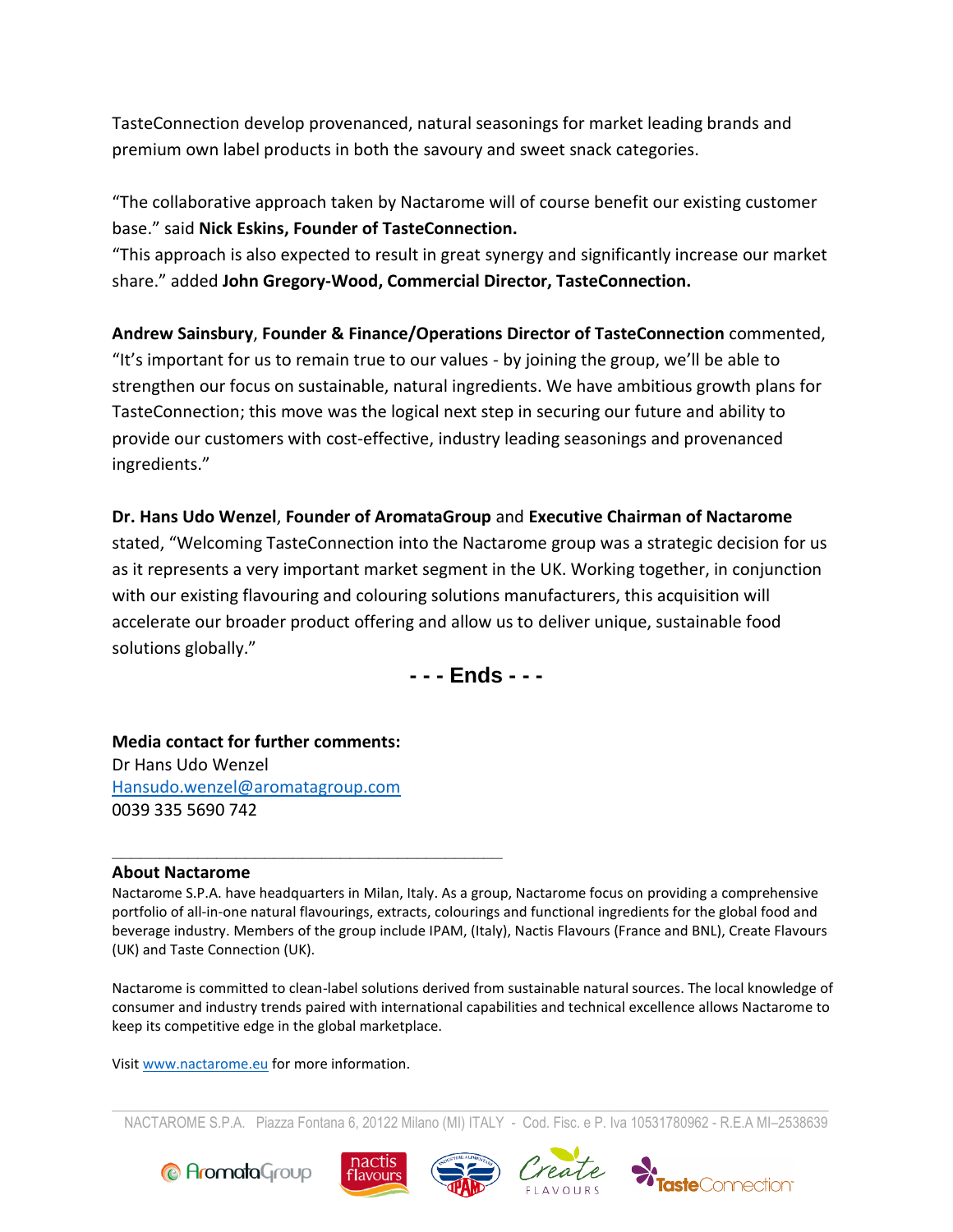TasteConnection develop provenanced, natural seasonings for market leading brands and premium own label products in both the savoury and sweet snack categories.

"The collaborative approach taken by Nactarome will of course benefit our existing customer base." said **Nick Eskins, Founder of TasteConnection.**
"This approach is also expected to result in great synergy and significantly increase our market share." added **John Gregory-Wood, Commercial Director, TasteConnection.**

**Andrew Sainsbury**, **Founder & Finance/Operations Director of TasteConnection** commented, "It's important for us to remain true to our values - by joining the group, we'll be able to strengthen our focus on sustainable, natural ingredients. We have ambitious growth plans for TasteConnection; this move was the logical next step in securing our future and ability to provide our customers with cost-effective, industry leading seasonings and provenanced ingredients."

**Dr. Hans Udo Wenzel**, **Founder of AromataGroup** and **Executive Chairman of Nactarome** stated, "Welcoming TasteConnection into the Nactarome group was a strategic decision for us as it represents a very important market segment in the UK. Working together, in conjunction with our existing flavouring and colouring solutions manufacturers, this acquisition will accelerate our broader product offering and allow us to deliver unique, sustainable food solutions globally."

**- - - Ends - - -**

**Media contact for further comments:**
Dr Hans Udo Wenzel
Hansudo.wenzel@aromatagroup.com
0039 335 5690 742

---

**About Nactarome**

Nactarome S.P.A. have headquarters in Milan, Italy. As a group, Nactarome focus on providing a comprehensive portfolio of all-in-one natural flavourings, extracts, colourings and functional ingredients for the global food and beverage industry. Members of the group include IPAM, (Italy), Nactis Flavours (France and BNL), Create Flavours (UK) and Taste Connection (UK).

Nactarome is committed to clean-label solutions derived from sustainable natural sources. The local knowledge of consumer and industry trends paired with international capabilities and technical excellence allows Nactarome to keep its competitive edge in the global marketplace.

Visit www.nactarome.eu for more information.

NACTAROME S.P.A. Piazza Fontana 6, 20122 Milano (MI) ITALY - Cod. Fisc. e P. Iva 10531780962 - R.E.A MI–2538639